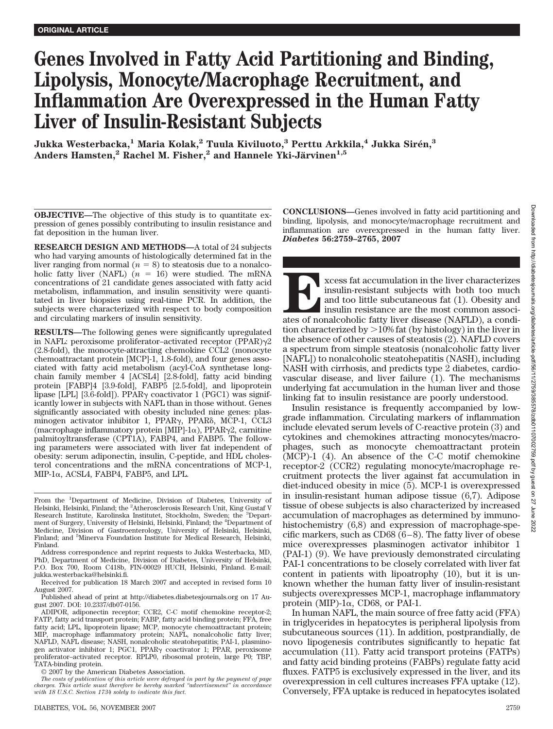ORIGINAL ARTICLE

# Genes Involved in Fatty Acid Partitioning and Binding, Lipolysis, Monocyte/Macrophage Recruitment, and Inflammation Are Overexpressed in the Human Fatty Liver of Insulin-Resistant Subjects

**Jukka Westerbacka,[1] Maria Kolak,[2] Tuula Kiviluoto,[3] Perttu Arkkila,[4] Jukka Sirén,[3] Anders Hamsten,[2] Rachel M. Fisher,[2] and Hannele Yki-Järvinen[1,5]**

**OBJECTIVE**—The objective of this study is to quantitate expression of genes possibly contributing to insulin resistance and fat deposition in the human liver.

**RESEARCH DESIGN AND METHODS**—A total of 24 subjects who had varying amounts of histologically determined fat in the liver ranging from normal ($n = 8$) to steatosis due to a nonalcoholic fatty liver (NAFL) ($n = 16$) were studied. The mRNA concentrations of 21 candidate genes associated with fatty acid metabolism, inflammation, and insulin sensitivity were quantitated in liver biopsies using real-time PCR. In addition, the subjects were characterized with respect to body composition and circulating markers of insulin sensitivity.

**RESULTS**—The following genes were significantly upregulated in NAFL: peroxisome proliferator–activated receptor (PPAR)γ2 (2.8-fold), the monocyte-attracting chemokine CCL2 (monocyte chemoattractant protein [MCP]-1, 1.8-fold), and four genes associated with fatty acid metabolism (acyl-CoA synthetase long-chain family member 4 [ACSL4] [2.8-fold], fatty acid binding protein [FABP]4 [3.9-fold], FABP5 [2.5-fold], and lipoprotein lipase [LPL] [3.6-fold]). PPARγ coactivator 1 (PGC1) was significantly lower in subjects with NAFL than in those without. Genes significantly associated with obesity included nine genes: plasminogen activator inhibitor 1, PPARγ, PPARδ, MCP-1, CCL3 (macrophage inflammatory protein [MIP]-1α), PPARγ2, carnitine palmitoyltransferase (CPT1A), FABP4, and FABP5. The following parameters were associated with liver fat independent of obesity: serum adiponectin, insulin, C-peptide, and HDL cholesterol concentrations and the mRNA concentrations of MCP-1, MIP-1α, ACSL4, FABP4, FABP5, and LPL.

**CONCLUSIONS**—Genes involved in fatty acid partitioning and binding, lipolysis, and monocyte/macrophage recruitment and inflammation are overexpressed in the human fatty liver. *Diabetes* **56:2759–2765, 2007**

From the [1]Department of Medicine, Division of Diabetes, University of Helsinki, Helsinki, Finland; the [2]Atherosclerosis Research Unit, King Gustaf V Research Institute, Karolinska Institutet, Stockholm, Sweden; the [3]Department of Surgery, University of Helsinki, Helsinki, Finland; the [4]Department of Medicine, Division of Gastroenterology, University of Helsinki, Helsinki, Finland; and [5]Minerva Foundation Institute for Medical Research, Helsinki, Finland.

Address correspondence and reprint requests to Jukka Westerbacka, MD, PhD, Department of Medicine, Division of Diabetes, University of Helsinki, P.O. Box 700, Room C418b, FIN-00029 HUCH, Helsinki, Finland. E-mail: jukka.westerbacka@helsinki.fi.

Received for publication 18 March 2007 and accepted in revised form 10 August 2007.

Published ahead of print at http://diabetes.diabetesjournals.org on 17 August 2007. DOI: 10.2337/db07-0156.

ADIPOR, adiponectin receptor; CCR2, C-C motif chemokine receptor-2; FATP, fatty acid transport protein; FABP, fatty acid binding protein; FFA, free fatty acid; LPL, lipoprotein lipase; MCP, monocyte chemoattractant protein; MIP, macrophage inflammatory protein; NAFL, nonalcoholic fatty liver; NAFLD, NAFL disease; NASH, nonalcoholic steatohepatitis; PAI-1, plasminogen activator inhibitor 1; PGC1, PPARγ coactivator 1; PPAR, peroxisome proliferator–activated receptor. RPLP0, ribosomal protein, large P0; TBP, TATA-binding protein.

© 2007 by the American Diabetes Association.

*The costs of publication of this article were defrayed in part by the payment of page charges. This article must therefore be hereby marked "advertisement" in accordance with 18 U.S.C. Section 1734 solely to indicate this fact.*

Excess fat accumulation in the liver characterizes insulin-resistant subjects with both too much and too little subcutaneous fat (1). Obesity and insulin resistance are the most common associates of nonalcoholic fatty liver disease (NAFLD), a condition characterized by >10% fat (by histology) in the liver in the absence of other causes of steatosis (2). NAFLD covers a spectrum from simple steatosis (nonalcoholic fatty liver [NAFL]) to nonalcoholic steatohepatitis (NASH), including NASH with cirrhosis, and predicts type 2 diabetes, cardiovascular disease, and liver failure (1). The mechanisms underlying fat accumulation in the human liver and those linking fat to insulin resistance are poorly understood.

Insulin resistance is frequently accompanied by low-grade inflammation. Circulating markers of inflammation include elevated serum levels of C-reactive protein (3) and cytokines and chemokines attracting monocytes/macrophages, such as monocyte chemoattractant protein (MCP)-1 (4). An absence of the C-C motif chemokine receptor-2 (CCR2) regulating monocyte/macrophage recruitment protects the liver against fat accumulation in diet-induced obesity in mice (5). MCP-1 is overexpressed in insulin-resistant human adipose tissue (6,7). Adipose tissue of obese subjects is also characterized by increased accumulation of macrophages as determined by immunohistochemistry (6,8) and expression of macrophage-specific markers, such as CD68 (6–8). The fatty liver of obese mice overexpresses plasminogen activator inhibitor 1 (PAI-1) (9). We have previously demonstrated circulating PAI-1 concentrations to be closely correlated with liver fat content in patients with lipoatrophy (10), but it is unknown whether the human fatty liver of insulin-resistant subjects overexpresses MCP-1, macrophage inflammatory protein (MIP)-1α, CD68, or PAI-1.

In human NAFL, the main source of free fatty acid (FFA) in triglycerides in hepatocytes is peripheral lipolysis from subcutaneous sources (11). In addition, postprandially, de novo lipogenesis contributes significantly to hepatic fat accumulation (11). Fatty acid transport proteins (FATPs) and fatty acid binding proteins (FABPs) regulate fatty acid fluxes. FATP5 is exclusively expressed in the liver, and its overexpression in cell cultures increases FFA uptake (12). Conversely, FFA uptake is reduced in hepatocytes isolated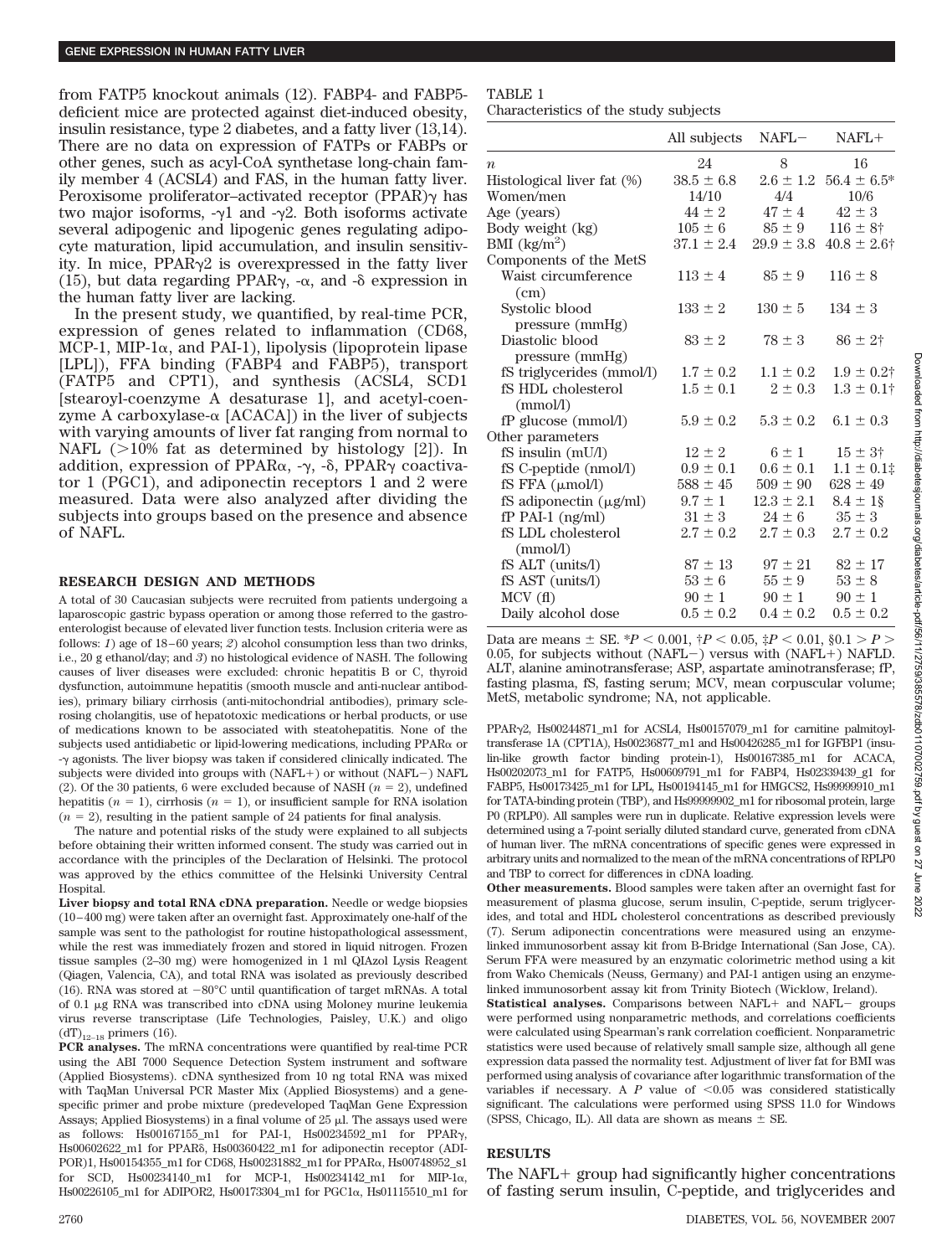from FATP5 knockout animals (12). FABP4- and FABP5-deficient mice are protected against diet-induced obesity, insulin resistance, type 2 diabetes, and a fatty liver (13,14). There are no data on expression of FATPs or FABPs or other genes, such as acyl-CoA synthetase long-chain family member 4 (ACSL4) and FAS, in the human fatty liver. Peroxisome proliferator–activated receptor (PPAR)γ has two major isoforms, -γ1 and -γ2. Both isoforms activate several adipogenic and lipogenic genes regulating adipocyte maturation, lipid accumulation, and insulin sensitivity. In mice, PPARγ2 is overexpressed in the fatty liver (15), but data regarding PPARγ, -α, and -δ expression in the human fatty liver are lacking.

In the present study, we quantified, by real-time PCR, expression of genes related to inflammation (CD68, MCP-1, MIP-1α, and PAI-1), lipolysis (lipoprotein lipase [LPL]), FFA binding (FABP4 and FABP5), transport (FATP5 and CPT1), and synthesis (ACSL4, SCD1 [stearoyl-coenzyme A desaturase 1], and acetyl-coenzyme A carboxylase-α [ACACA]) in the liver of subjects with varying amounts of liver fat ranging from normal to NAFL (>10% fat as determined by histology [2]). In addition, expression of PPARα, -γ, -δ, PPARγ coactivator 1 (PGC1), and adiponectin receptors 1 and 2 were measured. Data were also analyzed after dividing the subjects into groups based on the presence and absence of NAFL.

## RESEARCH DESIGN AND METHODS

A total of 30 Caucasian subjects were recruited from patients undergoing a laparoscopic gastric bypass operation or among those referred to the gastroenterologist because of elevated liver function tests. Inclusion criteria were as follows: *1*) age of 18–60 years; *2*) alcohol consumption less than two drinks, i.e., 20 g ethanol/day; and *3*) no histological evidence of NASH. The following causes of liver diseases were excluded: chronic hepatitis B or C, thyroid dysfunction, autoimmune hepatitis (smooth muscle and anti-nuclear antibodies), primary biliary cirrhosis (anti-mitochondrial antibodies), primary sclerosing cholangitis, use of hepatotoxic medications or herbal products, or use of medications known to be associated with steatohepatitis. None of the subjects used antidiabetic or lipid-lowering medications, including PPARα or -γ agonists. The liver biopsy was taken if considered clinically indicated. The subjects were divided into groups with (NAFL+) or without (NAFL−) NAFL (2). Of the 30 patients, 6 were excluded because of NASH ($n = 2$), undefined hepatitis ($n = 1$), cirrhosis ($n = 1$), or insufficient sample for RNA isolation ($n = 2$), resulting in the patient sample of 24 patients for final analysis.

The nature and potential risks of the study were explained to all subjects before obtaining their written informed consent. The study was carried out in accordance with the principles of the Declaration of Helsinki. The protocol was approved by the ethics committee of the Helsinki University Central Hospital.

**Liver biopsy and total RNA cDNA preparation.** Needle or wedge biopsies (10–400 mg) were taken after an overnight fast. Approximately one-half of the sample was sent to the pathologist for routine histopathological assessment, while the rest was immediately frozen and stored in liquid nitrogen. Frozen tissue samples (2–30 mg) were homogenized in 1 ml QIAzol Lysis Reagent (Qiagen, Valencia, CA), and total RNA was isolated as previously described (16). RNA was stored at −80°C until quantification of target mRNAs. A total of 0.1 μg RNA was transcribed into cDNA using Moloney murine leukemia virus reverse transcriptase (Life Technologies, Paisley, U.K.) and oligo $(dT)_{12–18}$ primers (16).

**PCR analyses.** The mRNA concentrations were quantified by real-time PCR using the ABI 7000 Sequence Detection System instrument and software (Applied Biosystems). cDNA synthesized from 10 ng total RNA was mixed with TaqMan Universal PCR Master Mix (Applied Biosystems) and a gene-specific primer and probe mixture (predeveloped TaqMan Gene Expression Assays; Applied Biosystems) in a final volume of 25 μl. The assays used were as follows: Hs00167155_m1 for PAI-1, Hs00234592_m1 for PPARγ, Hs00602622_m1 for PPARδ, Hs00360422_m1 for adiponectin receptor (ADIPOR)1, Hs00154355_m1 for CD68, Hs00231882_m1 for PPARα, Hs00748952_s1 for SCD, Hs00234140_m1 for MCP-1, Hs00234142_m1 for MIP-1α, Hs00226105_m1 for ADIPOR2, Hs00173304_m1 for PGC1α, Hs01115510_m1 for PPARγ2, Hs00244871_m1 for ACSL4, Hs00157079_m1 for carnitine palmitoyltransferase 1A (CPT1A), Hs00236877_m1 and Hs00426285_m1 for IGFBP1 (insulin-like growth factor binding protein-1), Hs00167385_m1 for ACACA, Hs00202073_m1 for FATP5, Hs00609791_m1 for FABP4, Hs02339439_g1 for FABP5, Hs00173425_m1 for LPL, Hs00194145_m1 for HMGCS2, Hs99999910_m1 for TATA-binding protein (TBP), and Hs99999902_m1 for ribosomal protein, large P0 (RPLP0). All samples were run in duplicate. Relative expression levels were determined using a 7-point serially diluted standard curve, generated from cDNA of human liver. The mRNA concentrations of specific genes were expressed in arbitrary units and normalized to the mean of the mRNA concentrations of RPLP0 and TBP to correct for differences in cDNA loading.

**Other measurements.** Blood samples were taken after an overnight fast for measurement of plasma glucose, serum insulin, C-peptide, serum triglycerides, and total and HDL cholesterol concentrations as described previously (7). Serum adiponectin concentrations were measured using an enzyme-linked immunosorbent assay kit from B-Bridge International (San Jose, CA). Serum FFA were measured by an enzymatic colorimetric method using a kit from Wako Chemicals (Neuss, Germany) and PAI-1 antigen using an enzyme-linked immunosorbent assay kit from Trinity Biotech (Wicklow, Ireland).

**Statistical analyses.** Comparisons between NAFL+ and NAFL− groups were performed using nonparametric methods, and correlations coefficients were calculated using Spearman's rank correlation coefficient. Nonparametric statistics were used because of relatively small sample size, although all gene expression data passed the normality test. Adjustment of liver fat for BMI was performed using analysis of covariance after logarithmic transformation of the variables if necessary. A $P$ value of <0.05 was considered statistically significant. The calculations were performed using SPSS 11.0 for Windows (SPSS, Chicago, IL). All data are shown as means ± SE.

TABLE 1
Characteristics of the study subjects

| | All subjects | NAFL− | NAFL+ |
|---|---|---|---|
| $n$ | 24 | 8 | 16 |
| Histological liver fat (%) | 38.5 ± 6.8 | 2.6 ± 1.2 | 56.4 ± 6.5* |
| Women/men | 14/10 | 4/4 | 10/6 |
| Age (years) | 44 ± 2 | 47 ± 4 | 42 ± 3 |
| Body weight (kg) | 105 ± 6 | 85 ± 9 | 116 ± 8† |
| BMI (kg/m$^2$) | 37.1 ± 2.4 | 29.9 ± 3.8 | 40.8 ± 2.6† |
| Components of the MetS | | | |
| Waist circumference (cm) | 113 ± 4 | 85 ± 9 | 116 ± 8 |
| Systolic blood pressure (mmHg) | 133 ± 2 | 130 ± 5 | 134 ± 3 |
| Diastolic blood pressure (mmHg) | 83 ± 2 | 78 ± 3 | 86 ± 2† |
| fS triglycerides (mmol/l) | 1.7 ± 0.2 | 1.1 ± 0.2 | 1.9 ± 0.2† |
| fS HDL cholesterol (mmol/l) | 1.5 ± 0.1 | 2 ± 0.3 | 1.3 ± 0.1† |
| fP glucose (mmol/l) | 5.9 ± 0.2 | 5.3 ± 0.2 | 6.1 ± 0.3 |
| Other parameters | | | |
| fS insulin (mU/l) | 12 ± 2 | 6 ± 1 | 15 ± 3† |
| fS C-peptide (nmol/l) | 0.9 ± 0.1 | 0.6 ± 0.1 | 1.1 ± 0.1‡ |
| fS FFA (μmol/l) | 588 ± 45 | 509 ± 90 | 628 ± 49 |
| fS adiponectin (μg/ml) | 9.7 ± 1 | 12.3 ± 2.1 | 8.4 ± 1§ |
| fP PAI-1 (ng/ml) | 31 ± 3 | 24 ± 6 | 35 ± 3 |
| fS LDL cholesterol (mmol/l) | 2.7 ± 0.2 | 2.7 ± 0.3 | 2.7 ± 0.2 |
| fS ALT (units/l) | 87 ± 13 | 97 ± 21 | 82 ± 17 |
| fS AST (units/l) | 53 ± 6 | 55 ± 9 | 53 ± 8 |
| MCV (fl) | 90 ± 1 | 90 ± 1 | 90 ± 1 |
| Daily alcohol dose | 0.5 ± 0.2 | 0.4 ± 0.2 | 0.5 ± 0.2 |

Data are means ± SE. *$P < 0.001$, †$P < 0.05$, ‡$P < 0.01$, §$0.1 > P > 0.05$, for subjects without (NAFL−) versus with (NAFL+) NAFLD. ALT, alanine aminotransferase; ASP, aspartate aminotransferase; fP, fasting plasma, fS, fasting serum; MCV, mean corpuscular volume; MetS, metabolic syndrome; NA, not applicable.

## RESULTS

The NAFL+ group had significantly higher concentrations of fasting serum insulin, C-peptide, and triglycerides and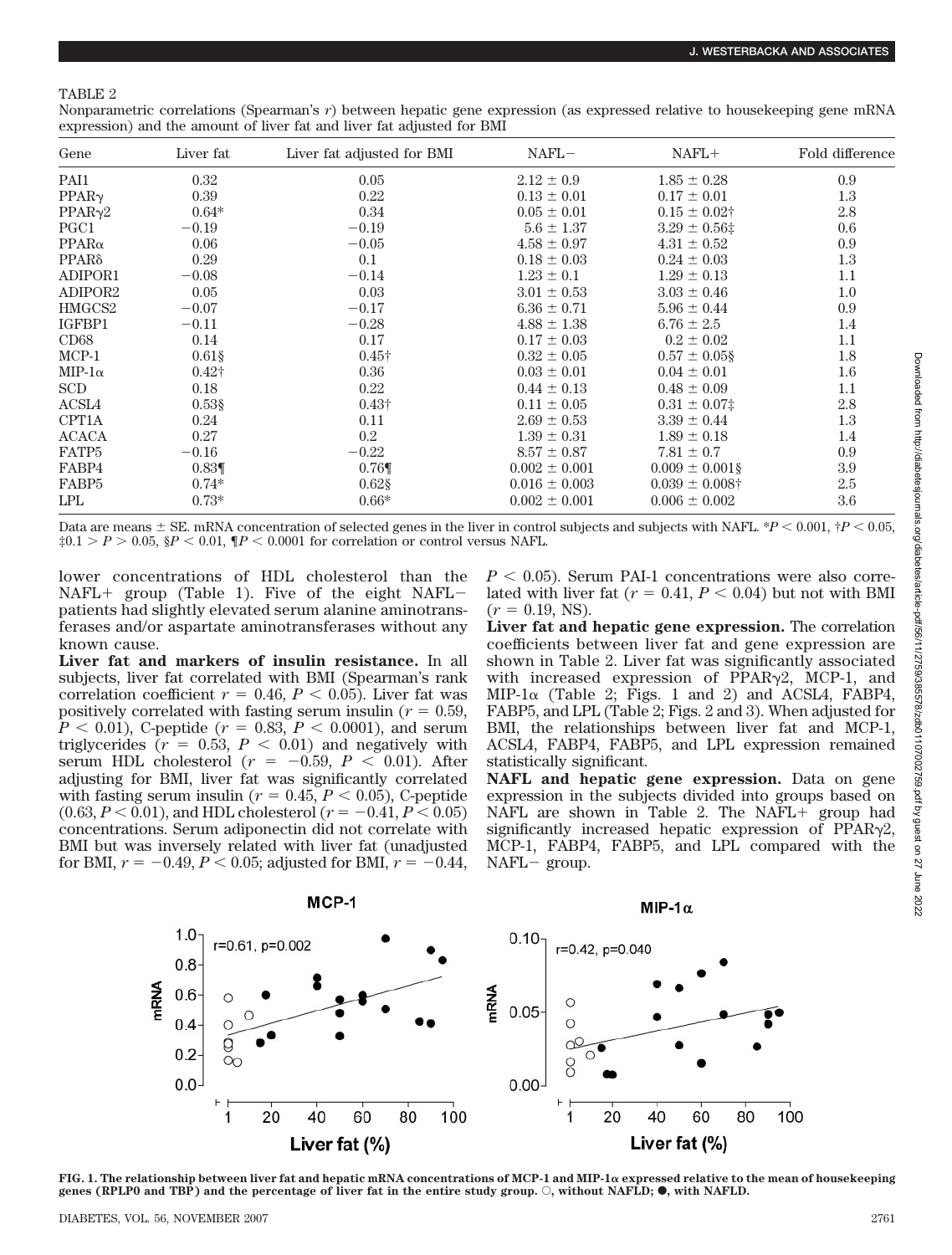TABLE 2

Nonparametric correlations (Spearman's r) between hepatic gene expression (as expressed relative to housekeeping gene mRNA expression) and the amount of liver fat and liver fat adjusted for BMI

| Gene | Liver fat | Liver fat adjusted for BMI | NAFL− | NAFL+ | Fold difference |
|---|---|---|---|---|---|
| PAI1 | 0.32 | 0.05 | 2.12 ± 0.9 | 1.85 ± 0.28 | 0.9 |
| PPARγ | 0.39 | 0.22 | 0.13 ± 0.01 | 0.17 ± 0.01 | 1.3 |
| PPARγ2 | 0.64* | 0.34 | 0.05 ± 0.01 | 0.15 ± 0.02† | 2.8 |
| PGC1 | −0.19 | −0.19 | 5.6 ± 1.37 | 3.29 ± 0.56‡ | 0.6 |
| PPARα | 0.06 | −0.05 | 4.58 ± 0.97 | 4.31 ± 0.52 | 0.9 |
| PPARδ | 0.29 | 0.1 | 0.18 ± 0.03 | 0.24 ± 0.03 | 1.3 |
| ADIPOR1 | −0.08 | −0.14 | 1.23 ± 0.1 | 1.29 ± 0.13 | 1.1 |
| ADIPOR2 | 0.05 | 0.03 | 3.01 ± 0.53 | 3.03 ± 0.46 | 1.0 |
| HMGCS2 | −0.07 | −0.17 | 6.36 ± 0.71 | 5.96 ± 0.44 | 0.9 |
| IGFBP1 | −0.11 | −0.28 | 4.88 ± 1.38 | 6.76 ± 2.5 | 1.4 |
| CD68 | 0.14 | 0.17 | 0.17 ± 0.03 | 0.2 ± 0.02 | 1.1 |
| MCP-1 | 0.61§ | 0.45† | 0.32 ± 0.05 | 0.57 ± 0.05§ | 1.8 |
| MIP-1α | 0.42† | 0.36 | 0.03 ± 0.01 | 0.04 ± 0.01 | 1.6 |
| SCD | 0.18 | 0.22 | 0.44 ± 0.13 | 0.48 ± 0.09 | 1.1 |
| ACSL4 | 0.53§ | 0.43† | 0.11 ± 0.05 | 0.31 ± 0.07‡ | 2.8 |
| CPT1A | 0.24 | 0.11 | 2.69 ± 0.53 | 3.39 ± 0.44 | 1.3 |
| ACACA | 0.27 | 0.2 | 1.39 ± 0.31 | 1.89 ± 0.18 | 1.4 |
| FATP5 | −0.16 | −0.22 | 8.57 ± 0.87 | 7.81 ± 0.7 | 0.9 |
| FABP4 | 0.83¶ | 0.76¶ | 0.002 ± 0.001 | 0.009 ± 0.001§ | 3.9 |
| FABP5 | 0.74* | 0.62§ | 0.016 ± 0.003 | 0.039 ± 0.008† | 2.5 |
| LPL | 0.73* | 0.66* | 0.002 ± 0.001 | 0.006 ± 0.002 | 3.6 |

Data are means ± SE. mRNA concentration of selected genes in the liver in control subjects and subjects with NAFL. *$P < 0.001$, †$P < 0.05$, ‡$0.1 > P > 0.05$, §$P < 0.01$, ¶$P < 0.0001$ for correlation or control versus NAFL.

lower concentrations of HDL cholesterol than the NAFL+ group (Table 1). Five of the eight NAFL− patients had slightly elevated serum alanine aminotransferases and/or aspartate aminotransferases without any known cause.

**Liver fat and markers of insulin resistance.** In all subjects, liver fat correlated with BMI (Spearman's rank correlation coefficient $r = 0.46$, $P < 0.05$). Liver fat was positively correlated with fasting serum insulin ($r = 0.59$, $P < 0.01$), C-peptide ($r = 0.83$, $P < 0.0001$), and serum triglycerides ($r = 0.53$, $P < 0.01$) and negatively with serum HDL cholesterol ($r = -0.59$, $P < 0.01$). After adjusting for BMI, liver fat was significantly correlated with fasting serum insulin ($r = 0.45$, $P < 0.05$), C-peptide ($0.63$, $P < 0.01$), and HDL cholesterol ($r = -0.41$, $P < 0.05$) concentrations. Serum adiponectin did not correlate with BMI but was inversely related with liver fat (unadjusted for BMI, $r = -0.49$, $P < 0.05$; adjusted for BMI, $r = -0.44$, $P < 0.05$). Serum PAI-1 concentrations were also correlated with liver fat ($r = 0.41$, $P < 0.04$) but not with BMI ($r = 0.19$, NS).

**Liver fat and hepatic gene expression.** The correlation coefficients between liver fat and gene expression are shown in Table 2. Liver fat was significantly associated with increased expression of PPARγ2, MCP-1, and MIP-1α (Table 2; Figs. 1 and 2) and ACSL4, FABP4, FABP5, and LPL (Table 2; Figs. 2 and 3). When adjusted for BMI, the relationships between liver fat and MCP-1, ACSL4, FABP4, FABP5, and LPL expression remained statistically significant.

**NAFL and hepatic gene expression.** Data on gene expression in the subjects divided into groups based on NAFL are shown in Table 2. The NAFL+ group had significantly increased hepatic expression of PPARγ2, MCP-1, FABP4, FABP5, and LPL compared with the NAFL− group.

**FIG. 1. The relationship between liver fat and hepatic mRNA concentrations of MCP-1 and MIP-1α expressed relative to the mean of housekeeping genes (RPLP0 and TBP) and the percentage of liver fat in the entire study group. ○, without NAFLD; ●, with NAFLD.**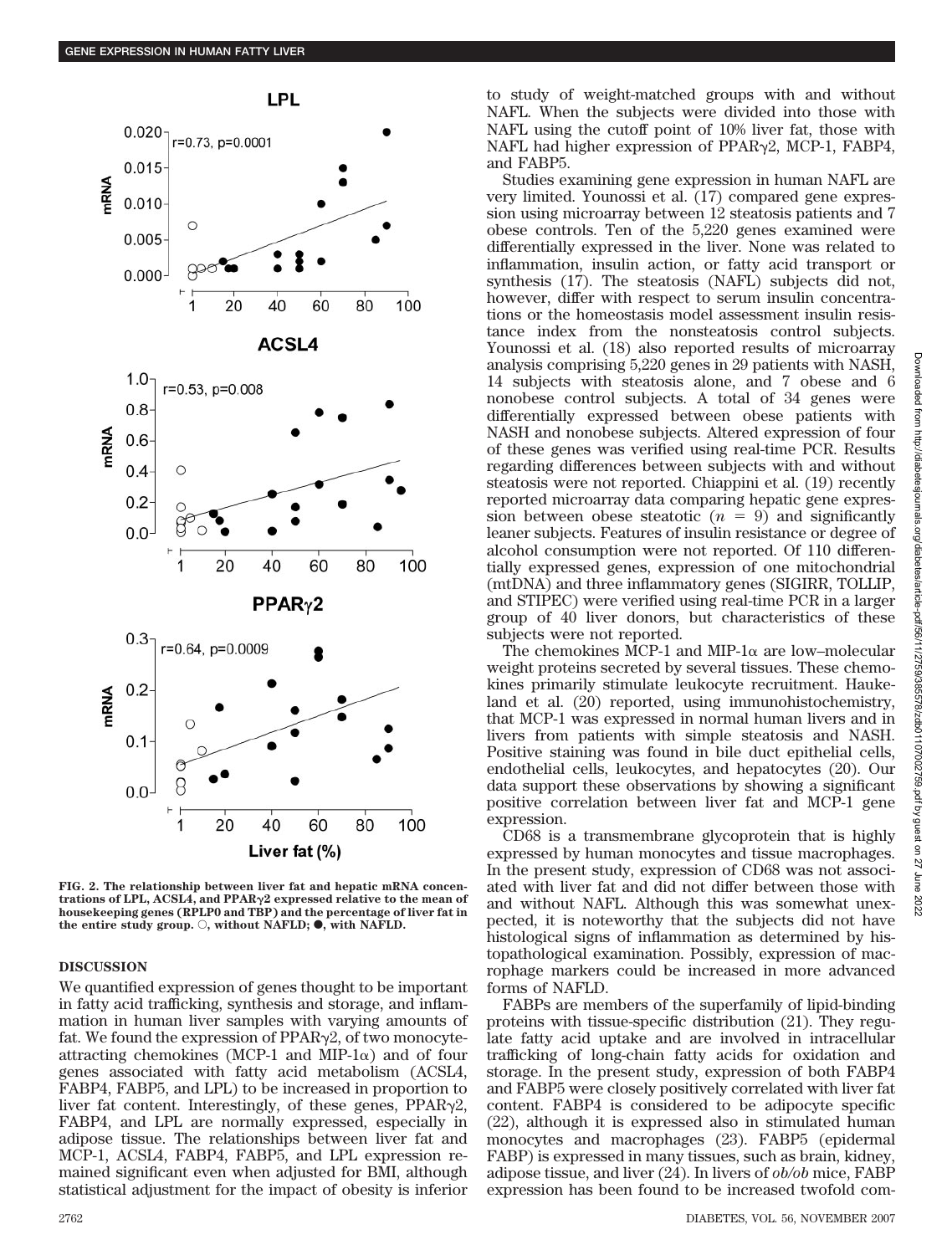FIG. 2. The relationship between liver fat and hepatic mRNA concentrations of LPL, ACSL4, and PPARγ2 expressed relative to the mean of housekeeping genes (RPLP0 and TBP) and the percentage of liver fat in the entire study group. ○, without NAFLD; ●, with NAFLD.

## DISCUSSION

We quantified expression of genes thought to be important in fatty acid trafficking, synthesis and storage, and inflammation in human liver samples with varying amounts of fat. We found the expression of PPARγ2, of two monocyte-attracting chemokines (MCP-1 and MIP-1α) and of four genes associated with fatty acid metabolism (ACSL4, FABP4, FABP5, and LPL) to be increased in proportion to liver fat content. Interestingly, of these genes, PPARγ2, FABP4, and LPL are normally expressed, especially in adipose tissue. The relationships between liver fat and MCP-1, ACSL4, FABP4, FABP5, and LPL expression remained significant even when adjusted for BMI, although statistical adjustment for the impact of obesity is inferior to study of weight-matched groups with and without NAFL. When the subjects were divided into those with NAFL using the cutoff point of 10% liver fat, those with NAFL had higher expression of PPARγ2, MCP-1, FABP4, and FABP5.

Studies examining gene expression in human NAFL are very limited. Younossi et al. (17) compared gene expression using microarray between 12 steatosis patients and 7 obese controls. Ten of the 5,220 genes examined were differentially expressed in the liver. None was related to inflammation, insulin action, or fatty acid transport or synthesis (17). The steatosis (NAFL) subjects did not, however, differ with respect to serum insulin concentrations or the homeostasis model assessment insulin resistance index from the nonsteatosis control subjects. Younossi et al. (18) also reported results of microarray analysis comprising 5,220 genes in 29 patients with NASH, 14 subjects with steatosis alone, and 7 obese and 6 nonobese control subjects. A total of 34 genes were differentially expressed between obese patients with NASH and nonobese subjects. Altered expression of four of these genes was verified using real-time PCR. Results regarding differences between subjects with and without steatosis were not reported. Chiappini et al. (19) recently reported microarray data comparing hepatic gene expression between obese steatotic ($n = 9$) and significantly leaner subjects. Features of insulin resistance or degree of alcohol consumption were not reported. Of 110 differentially expressed genes, expression of one mitochondrial (mtDNA) and three inflammatory genes (SIGIRR, TOLLIP, and STIPEC) were verified using real-time PCR in a larger group of 40 liver donors, but characteristics of these subjects were not reported.

The chemokines MCP-1 and MIP-1α are low–molecular weight proteins secreted by several tissues. These chemokines primarily stimulate leukocyte recruitment. Haukeland et al. (20) reported, using immunohistochemistry, that MCP-1 was expressed in normal human livers and in livers from patients with simple steatosis and NASH. Positive staining was found in bile duct epithelial cells, endothelial cells, leukocytes, and hepatocytes (20). Our data support these observations by showing a significant positive correlation between liver fat and MCP-1 gene expression.

CD68 is a transmembrane glycoprotein that is highly expressed by human monocytes and tissue macrophages. In the present study, expression of CD68 was not associated with liver fat and did not differ between those with and without NAFL. Although this was somewhat unexpected, it is noteworthy that the subjects did not have histological signs of inflammation as determined by histopathological examination. Possibly, expression of macrophage markers could be increased in more advanced forms of NAFLD.

FABPs are members of the superfamily of lipid-binding proteins with tissue-specific distribution (21). They regulate fatty acid uptake and are involved in intracellular trafficking of long-chain fatty acids for oxidation and storage. In the present study, expression of both FABP4 and FABP5 were closely positively correlated with liver fat content. FABP4 is considered to be adipocyte specific (22), although it is expressed also in stimulated human monocytes and macrophages (23). FABP5 (epidermal FABP) is expressed in many tissues, such as brain, kidney, adipose tissue, and liver (24). In livers of *ob/ob* mice, FABP expression has been found to be increased twofold com-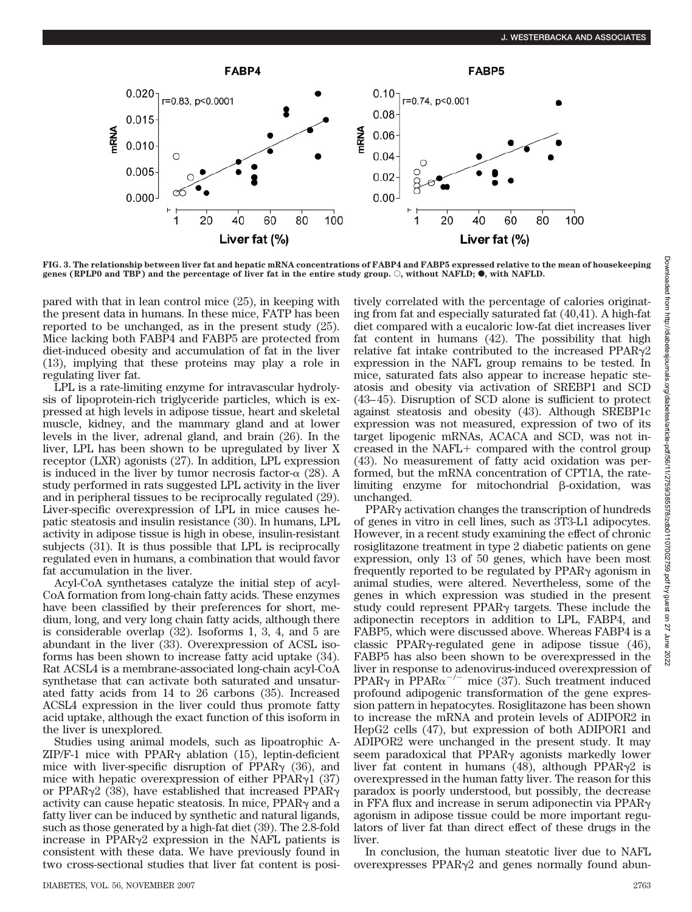FIG. 3. The relationship between liver fat and hepatic mRNA concentrations of FABP4 and FABP5 expressed relative to the mean of housekeeping genes (RPLP0 and TBP) and the percentage of liver fat in the entire study group. ○, without NAFLD; ●, with NAFLD.

pared with that in lean control mice (25), in keeping with the present data in humans. In these mice, FATP has been reported to be unchanged, as in the present study (25). Mice lacking both FABP4 and FABP5 are protected from diet-induced obesity and accumulation of fat in the liver (13), implying that these proteins may play a role in regulating liver fat.

LPL is a rate-limiting enzyme for intravascular hydrolysis of lipoprotein-rich triglyceride particles, which is expressed at high levels in adipose tissue, heart and skeletal muscle, kidney, and the mammary gland and at lower levels in the liver, adrenal gland, and brain (26). In the liver, LPL has been shown to be upregulated by liver X receptor (LXR) agonists (27). In addition, LPL expression is induced in the liver by tumor necrosis factor-α (28). A study performed in rats suggested LPL activity in the liver and in peripheral tissues to be reciprocally regulated (29). Liver-specific overexpression of LPL in mice causes hepatic steatosis and insulin resistance (30). In humans, LPL activity in adipose tissue is high in obese, insulin-resistant subjects (31). It is thus possible that LPL is reciprocally regulated even in humans, a combination that would favor fat accumulation in the liver.

Acyl-CoA synthetases catalyze the initial step of acyl-CoA formation from long-chain fatty acids. These enzymes have been classified by their preferences for short, medium, long, and very long chain fatty acids, although there is considerable overlap (32). Isoforms 1, 3, 4, and 5 are abundant in the liver (33). Overexpression of ACSL isoforms has been shown to increase fatty acid uptake (34). Rat ACSL4 is a membrane-associated long-chain acyl-CoA synthetase that can activate both saturated and unsaturated fatty acids from 14 to 26 carbons (35). Increased ACSL4 expression in the liver could thus promote fatty acid uptake, although the exact function of this isoform in the liver is unexplored.

Studies using animal models, such as lipoatrophic A-ZIP/F-1 mice with PPARγ ablation (15), leptin-deficient mice with liver-specific disruption of PPARγ (36), and mice with hepatic overexpression of either PPARγ1 (37) or PPARγ2 (38), have established that increased PPARγ activity can cause hepatic steatosis. In mice, PPARγ and a fatty liver can be induced by synthetic and natural ligands, such as those generated by a high-fat diet (39). The 2.8-fold increase in PPARγ2 expression in the NAFL patients is consistent with these data. We have previously found in two cross-sectional studies that liver fat content is positively correlated with the percentage of calories originating from fat and especially saturated fat (40,41). A high-fat diet compared with a eucaloric low-fat diet increases liver fat content in humans (42). The possibility that high relative fat intake contributed to the increased PPARγ2 expression in the NAFL group remains to be tested. In mice, saturated fats also appear to increase hepatic steatosis and obesity via activation of SREBP1 and SCD (43–45). Disruption of SCD alone is sufficient to protect against steatosis and obesity (43). Although SREBP1c expression was not measured, expression of two of its target lipogenic mRNAs, ACACA and SCD, was not increased in the NAFL+ compared with the control group (43). No measurement of fatty acid oxidation was performed, but the mRNA concentration of CPT1A, the rate-limiting enzyme for mitochondrial β-oxidation, was unchanged.

PPARγ activation changes the transcription of hundreds of genes in vitro in cell lines, such as 3T3-L1 adipocytes. However, in a recent study examining the effect of chronic rosiglitazone treatment in type 2 diabetic patients on gene expression, only 13 of 50 genes, which have been most frequently reported to be regulated by PPARγ agonism in animal studies, were altered. Nevertheless, some of the genes in which expression was studied in the present study could represent PPARγ targets. These include the adiponectin receptors in addition to LPL, FABP4, and FABP5, which were discussed above. Whereas FABP4 is a classic PPARγ-regulated gene in adipose tissue (46), FABP5 has also been shown to be overexpressed in the liver in response to adenovirus-induced overexpression of PPARγ in PPARα$^{-/-}$ mice (37). Such treatment induced profound adipogenic transformation of the gene expression pattern in hepatocytes. Rosiglitazone has been shown to increase the mRNA and protein levels of ADIPOR2 in HepG2 cells (47), but expression of both ADIPOR1 and ADIPOR2 were unchanged in the present study. It may seem paradoxical that PPARγ agonists markedly lower liver fat content in humans (48), although PPARγ2 is overexpressed in the human fatty liver. The reason for this paradox is poorly understood, but possibly, the decrease in FFA flux and increase in serum adiponectin via PPARγ agonism in adipose tissue could be more important regulators of liver fat than direct effect of these drugs in the liver.

In conclusion, the human steatotic liver due to NAFL overexpresses PPARγ2 and genes normally found abun-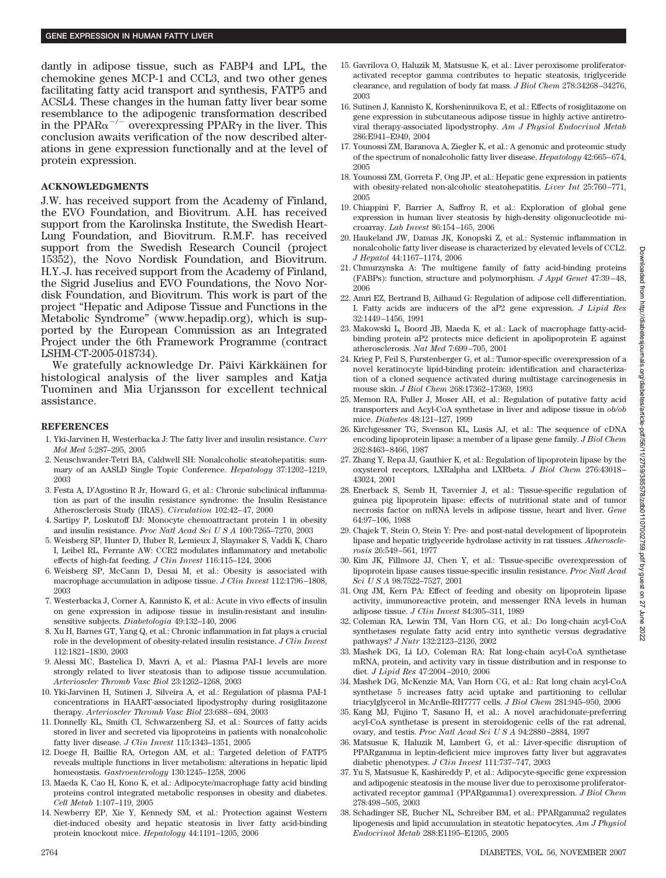dantly in adipose tissue, such as FABP4 and LPL, the chemokine genes MCP-1 and CCL3, and two other genes facilitating fatty acid transport and synthesis, FATP5 and ACSL4. These changes in the human fatty liver bear some resemblance to the adipogenic transformation described in the $PPAR\alpha^{-/-}$ overexpressing $PPAR\gamma$ in the liver. This conclusion awaits verification of the now described alterations in gene expression functionally and at the level of protein expression.

## ACKNOWLEDGMENTS

J.W. has received support from the Academy of Finland, the EVO Foundation, and Biovitrum. A.H. has received support from the Karolinska Institute, the Swedish Heart-Lung Foundation, and Biovitrum. R.M.F. has received support from the Swedish Research Council (project 15352), the Novo Nordisk Foundation, and Biovitrum. H.Y.-J. has received support from the Academy of Finland, the Sigrid Juselius and EVO Foundations, the Novo Nordisk Foundation, and Biovitrum. This work is part of the project "Hepatic and Adipose Tissue and Functions in the Metabolic Syndrome" (www.hepadip.org), which is supported by the European Commission as an Integrated Project under the 6th Framework Programme (contract LSHM-CT-2005-018734).

We gratefully acknowledge Dr. Päivi Kärkkäinen for histological analysis of the liver samples and Katja Tuominen and Mia Urjansson for excellent technical assistance.

## REFERENCES

1. Yki-Jarvinen H, Westerbacka J: The fatty liver and insulin resistance. *Curr Mol Med* 5:287–295, 2005
2. Neuschwander-Tetri BA, Caldwell SH: Nonalcoholic steatohepatitis: summary of an AASLD Single Topic Conference. *Hepatology* 37:1202–1219, 2003
3. Festa A, D'Agostino R Jr, Howard G, et al.: Chronic subclinical inflammation as part of the insulin resistance syndrome: the Insulin Resistance Atherosclerosis Study (IRAS). *Circulation* 102:42–47, 2000
4. Sartipy P, Loskutoff DJ: Monocyte chemoattractant protein 1 in obesity and insulin resistance. *Proc Natl Acad Sci U S A* 100:7265–7270, 2003
5. Weisberg SP, Hunter D, Huber R, Lemieux J, Slaymaker S, Vaddi K, Charo I, Leibel RL, Ferrante AW: CCR2 modulates inflammatory and metabolic effects of high-fat feeding. *J Clin Invest* 116:115–124, 2006
6. Weisberg SP, McCann D, Desai M, et al.: Obesity is associated with macrophage accumulation in adipose tissue. *J Clin Invest* 112:1796–1808, 2003
7. Westerbacka J, Corner A, Kannisto K, et al.: Acute in vivo effects of insulin on gene expression in adipose tissue in insulin-resistant and insulin-sensitive subjects. *Diabetologia* 49:132–140, 2006
8. Xu H, Barnes GT, Yang Q, et al.: Chronic inflammation in fat plays a crucial role in the development of obesity-related insulin resistance. *J Clin Invest* 112:1821–1830, 2003
9. Alessi MC, Bastelica D, Mavri A, et al.: Plasma PAI-1 levels are more strongly related to liver steatosis than to adipose tissue accumulation. *Arterioscler Thromb Vasc Biol* 23:1262–1268, 2003
10. Yki-Jarvinen H, Sutinen J, Silveira A, et al.: Regulation of plasma PAI-1 concentrations in HAART-associated lipodystrophy during rosiglitazone therapy. *Arterioscler Thromb Vasc Biol* 23:688–694, 2003
11. Donnelly KL, Smith CI, Schwarzenberg SJ, et al.: Sources of fatty acids stored in liver and secreted via lipoproteins in patients with nonalcoholic fatty liver disease. *J Clin Invest* 115:1343–1351, 2005
12. Doege H, Baillie RA, Ortegon AM, et al.: Targeted deletion of FATP5 reveals multiple functions in liver metabolism: alterations in hepatic lipid homeostasis. *Gastroenterology* 130:1245–1258, 2006
13. Maeda K, Cao H, Kono K, et al.: Adipocyte/macrophage fatty acid binding proteins control integrated metabolic responses in obesity and diabetes. *Cell Metab* 1:107–119, 2005
14. Newberry EP, Xie Y, Kennedy SM, et al.: Protection against Western diet-induced obesity and hepatic steatosis in liver fatty acid-binding protein knockout mice. *Hepatology* 44:1191–1205, 2006
15. Gavrilova O, Haluzik M, Matsusue K, et al.: Liver peroxisome proliferator-activated receptor gamma contributes to hepatic steatosis, triglyceride clearance, and regulation of body fat mass. *J Biol Chem* 278:34268–34276, 2003
16. Sutinen J, Kannisto K, Korsheninnikova E, et al.: Effects of rosiglitazone on gene expression in subcutaneous adipose tissue in highly active antiretroviral therapy-associated lipodystrophy. *Am J Physiol Endocrinol Metab* 286:E941–E949, 2004
17. Younossi ZM, Baranova A, Ziegler K, et al.: A genomic and proteomic study of the spectrum of nonalcoholic fatty liver disease. *Hepatology* 42:665–674, 2005
18. Younossi ZM, Gorreta F, Ong JP, et al.: Hepatic gene expression in patients with obesity-related non-alcoholic steatohepatitis. *Liver Int* 25:760–771, 2005
19. Chiappini F, Barrier A, Saffroy R, et al.: Exploration of global gene expression in human liver steatosis by high-density oligonucleotide microarray. *Lab Invest* 86:154–165, 2006
20. Haukeland JW, Damas JK, Konopski Z, et al.: Systemic inflammation in nonalcoholic fatty liver disease is characterized by elevated levels of CCL2. *J Hepatol* 44:1167–1174, 2006
21. Chmurzynska A: The multigene family of fatty acid-binding proteins (FABPs): function, structure and polymorphism. *J Appl Genet* 47:39–48, 2006
22. Amri EZ, Bertrand B, Ailhaud G: Regulation of adipose cell differentiation. I. Fatty acids are inducers of the aP2 gene expression. *J Lipid Res* 32:1449–1456, 1991
23. Makowski L, Boord JB, Maeda K, et al.: Lack of macrophage fatty-acid-binding protein aP2 protects mice deficient in apolipoprotein E against atherosclerosis. *Nat Med* 7:699–705, 2001
24. Krieg P, Feil S, Furstenberger G, et al.: Tumor-specific overexpression of a novel keratinocyte lipid-binding protein: identification and characterization of a cloned sequence activated during multistage carcinogenesis in mouse skin. *J Biol Chem* 268:17362–17369, 1993
25. Memon RA, Fuller J, Moser AH, et al.: Regulation of putative fatty acid transporters and Acyl-CoA synthetase in liver and adipose tissue in *ob/ob* mice. *Diabetes* 48:121–127, 1999
26. Kirchgessner TG, Svenson KL, Lusis AJ, et al.: The sequence of cDNA encoding lipoprotein lipase: a member of a lipase gene family. *J Biol Chem* 262:8463–8466, 1987
27. Zhang Y, Repa JJ, Gauthier K, et al.: Regulation of lipoprotein lipase by the oxysterol receptors, LXRalpha and LXRbeta. *J Biol Chem* 276:43018–43024, 2001
28. Enerback S, Semb H, Tavernier J, et al.: Tissue-specific regulation of guinea pig lipoprotein lipase: effects of nutritional state and of tumor necrosis factor on mRNA levels in adipose tissue, heart and liver. *Gene* 64:97–106, 1988
29. Chajek T, Stein O, Stein Y: Pre- and post-natal development of lipoprotein lipase and hepatic triglyceride hydrolase activity in rat tissues. *Atherosclerosis* 26:549–561, 1977
30. Kim JK, Fillmore JJ, Chen Y, et al.: Tissue-specific overexpression of lipoprotein lipase causes tissue-specific insulin resistance. *Proc Natl Acad Sci U S A* 98:7522–7527, 2001
31. Ong JM, Kern PA: Effect of feeding and obesity on lipoprotein lipase activity, immunoreactive protein, and messenger RNA levels in human adipose tissue. *J Clin Invest* 84:305–311, 1989
32. Coleman RA, Lewin TM, Van Horn CG, et al.: Do long-chain acyl-CoA synthetases regulate fatty acid entry into synthetic versus degradative pathways? *J Nutr* 132:2123–2126, 2002
33. Mashek DG, Li LO, Coleman RA: Rat long-chain acyl-CoA synthetase mRNA, protein, and activity vary in tissue distribution and in response to diet. *J Lipid Res* 47:2004–2010, 2006
34. Mashek DG, McKenzie MA, Van Horn CG, et al.: Rat long chain acyl-CoA synthetase 5 increases fatty acid uptake and partitioning to cellular triacylglycerol in McArdle-RH7777 cells. *J Biol Chem* 281:945–950, 2006
35. Kang MJ, Fujino T, Sasano H, et al.: A novel arachidonate-preferring acyl-CoA synthetase is present in steroidogenic cells of the rat adrenal, ovary, and testis. *Proc Natl Acad Sci U S A* 94:2880–2884, 1997
36. Matsusue K, Haluzik M, Lambert G, et al.: Liver-specific disruption of PPARgamma in leptin-deficient mice improves fatty liver but aggravates diabetic phenotypes. *J Clin Invest* 111:737–747, 2003
37. Yu S, Matsusue K, Kashireddy P, et al.: Adipocyte-specific gene expression and adipogenic steatosis in the mouse liver due to peroxisome proliferator-activated receptor gamma1 (PPARgamma1) overexpression. *J Biol Chem* 278:498–505, 2003
38. Schadinger SE, Bucher NL, Schreiber BM, et al.: PPARgamma2 regulates lipogenesis and lipid accumulation in steatotic hepatocytes. *Am J Physiol Endocrinol Metab* 288:E1195–E1205, 2005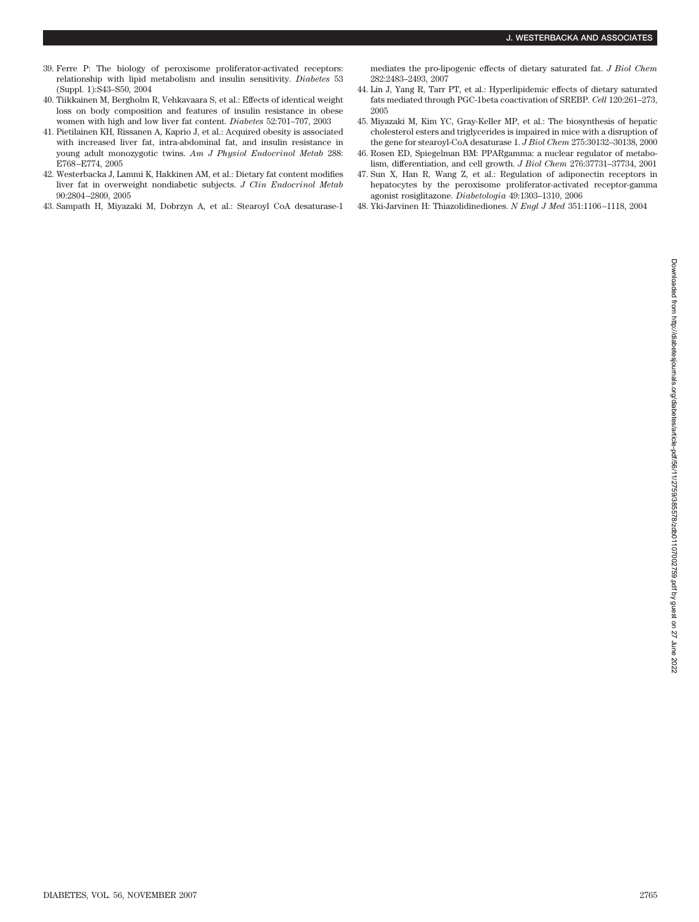39. Ferre P: The biology of peroxisome proliferator-activated receptors: relationship with lipid metabolism and insulin sensitivity. *Diabetes* 53 (Suppl. 1):S43–S50, 2004
40. Tiikkainen M, Bergholm R, Vehkavaara S, et al.: Effects of identical weight loss on body composition and features of insulin resistance in obese women with high and low liver fat content. *Diabetes* 52:701–707, 2003
41. Pietilainen KH, Rissanen A, Kaprio J, et al.: Acquired obesity is associated with increased liver fat, intra-abdominal fat, and insulin resistance in young adult monozygotic twins. *Am J Physiol Endocrinol Metab* 288: E768–E774, 2005
42. Westerbacka J, Lammi K, Hakkinen AM, et al.: Dietary fat content modifies liver fat in overweight nondiabetic subjects. *J Clin Endocrinol Metab* 90:2804–2809, 2005
43. Sampath H, Miyazaki M, Dobrzyn A, et al.: Stearoyl CoA desaturase-1 mediates the pro-lipogenic effects of dietary saturated fat. *J Biol Chem* 282:2483–2493, 2007
44. Lin J, Yang R, Tarr PT, et al.: Hyperlipidemic effects of dietary saturated fats mediated through PGC-1beta coactivation of SREBP. *Cell* 120:261–273, 2005
45. Miyazaki M, Kim YC, Gray-Keller MP, et al.: The biosynthesis of hepatic cholesterol esters and triglycerides is impaired in mice with a disruption of the gene for stearoyl-CoA desaturase 1. *J Biol Chem* 275:30132–30138, 2000
46. Rosen ED, Spiegelman BM: PPARgamma: a nuclear regulator of metabolism, differentiation, and cell growth. *J Biol Chem* 276:37731–37734, 2001
47. Sun X, Han R, Wang Z, et al.: Regulation of adiponectin receptors in hepatocytes by the peroxisome proliferator-activated receptor-gamma agonist rosiglitazone. *Diabetologia* 49:1303–1310, 2006
48. Yki-Jarvinen H: Thiazolidinediones. *N Engl J Med* 351:1106–1118, 2004